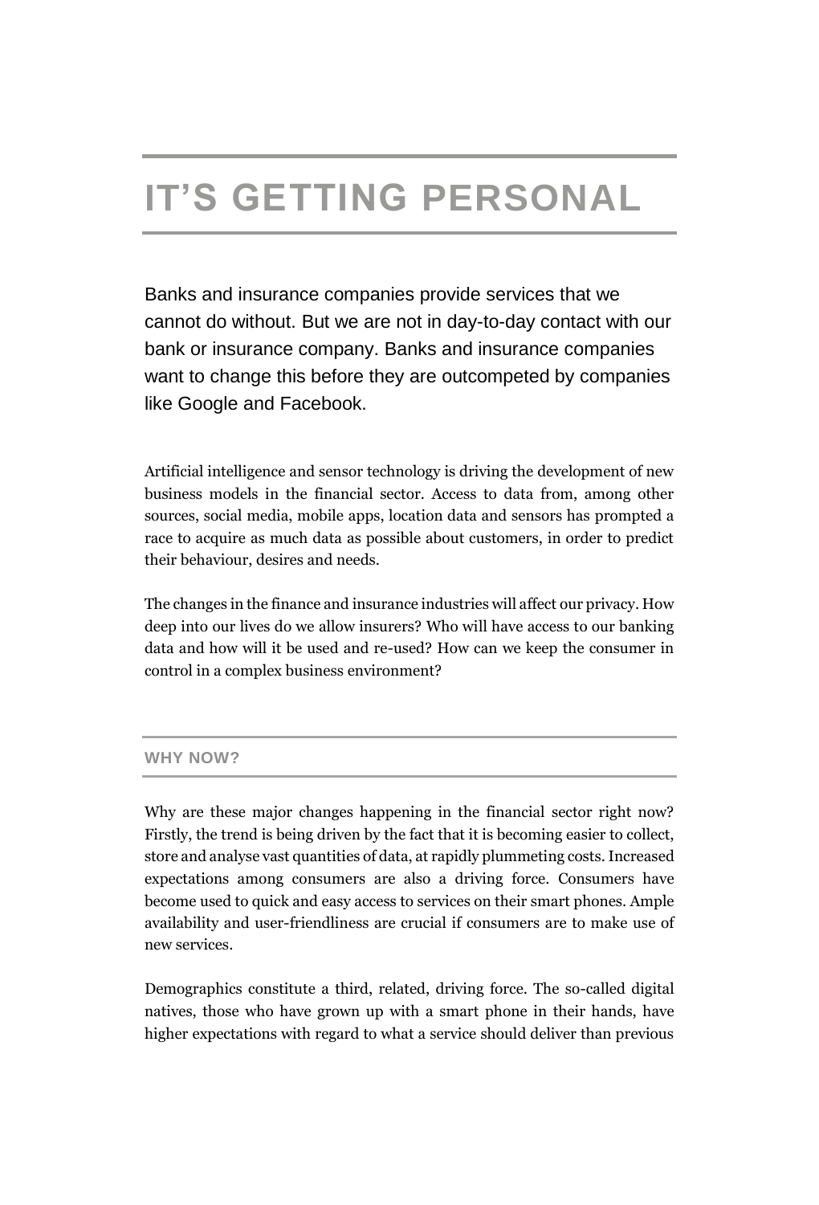# IT'S GETTING PERSONAL

Banks and insurance companies provide services that we cannot do without. But we are not in day-to-day contact with our bank or insurance company. Banks and insurance companies want to change this before they are outcompeted by companies like Google and Facebook.

Artificial intelligence and sensor technology is driving the development of new business models in the financial sector. Access to data from, among other sources, social media, mobile apps, location data and sensors has prompted a race to acquire as much data as possible about customers, in order to predict their behaviour, desires and needs.

The changes in the finance and insurance industries will affect our privacy. How deep into our lives do we allow insurers? Who will have access to our banking data and how will it be used and re-used? How can we keep the consumer in control in a complex business environment?

## WHY NOW?

Why are these major changes happening in the financial sector right now? Firstly, the trend is being driven by the fact that it is becoming easier to collect, store and analyse vast quantities of data, at rapidly plummeting costs. Increased expectations among consumers are also a driving force. Consumers have become used to quick and easy access to services on their smart phones. Ample availability and user-friendliness are crucial if consumers are to make use of new services.

Demographics constitute a third, related, driving force. The so-called digital natives, those who have grown up with a smart phone in their hands, have higher expectations with regard to what a service should deliver than previous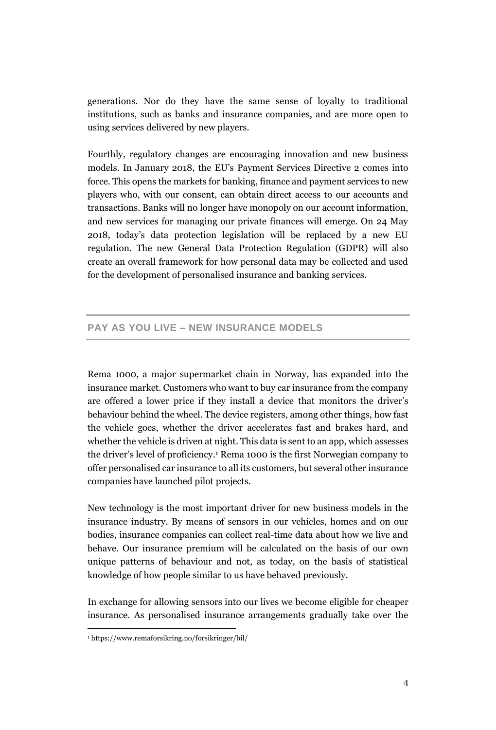generations. Nor do they have the same sense of loyalty to traditional institutions, such as banks and insurance companies, and are more open to using services delivered by new players.

Fourthly, regulatory changes are encouraging innovation and new business models. In January 2018, the EU's Payment Services Directive 2 comes into force. This opens the markets for banking, finance and payment services to new players who, with our consent, can obtain direct access to our accounts and transactions. Banks will no longer have monopoly on our account information, and new services for managing our private finances will emerge. On 24 May 2018, today's data protection legislation will be replaced by a new EU regulation. The new General Data Protection Regulation (GDPR) will also create an overall framework for how personal data may be collected and used for the development of personalised insurance and banking services.

## PAY AS YOU LIVE – NEW INSURANCE MODELS

Rema 1000, a major supermarket chain in Norway, has expanded into the insurance market. Customers who want to buy car insurance from the company are offered a lower price if they install a device that monitors the driver's behaviour behind the wheel. The device registers, among other things, how fast the vehicle goes, whether the driver accelerates fast and brakes hard, and whether the vehicle is driven at night. This data is sent to an app, which assesses the driver's level of proficiency.[1] Rema 1000 is the first Norwegian company to offer personalised car insurance to all its customers, but several other insurance companies have launched pilot projects.

New technology is the most important driver for new business models in the insurance industry. By means of sensors in our vehicles, homes and on our bodies, insurance companies can collect real-time data about how we live and behave. Our insurance premium will be calculated on the basis of our own unique patterns of behaviour and not, as today, on the basis of statistical knowledge of how people similar to us have behaved previously.

In exchange for allowing sensors into our lives we become eligible for cheaper insurance. As personalised insurance arrangements gradually take over the

[1] https://www.remaforsikring.no/forsikringer/bil/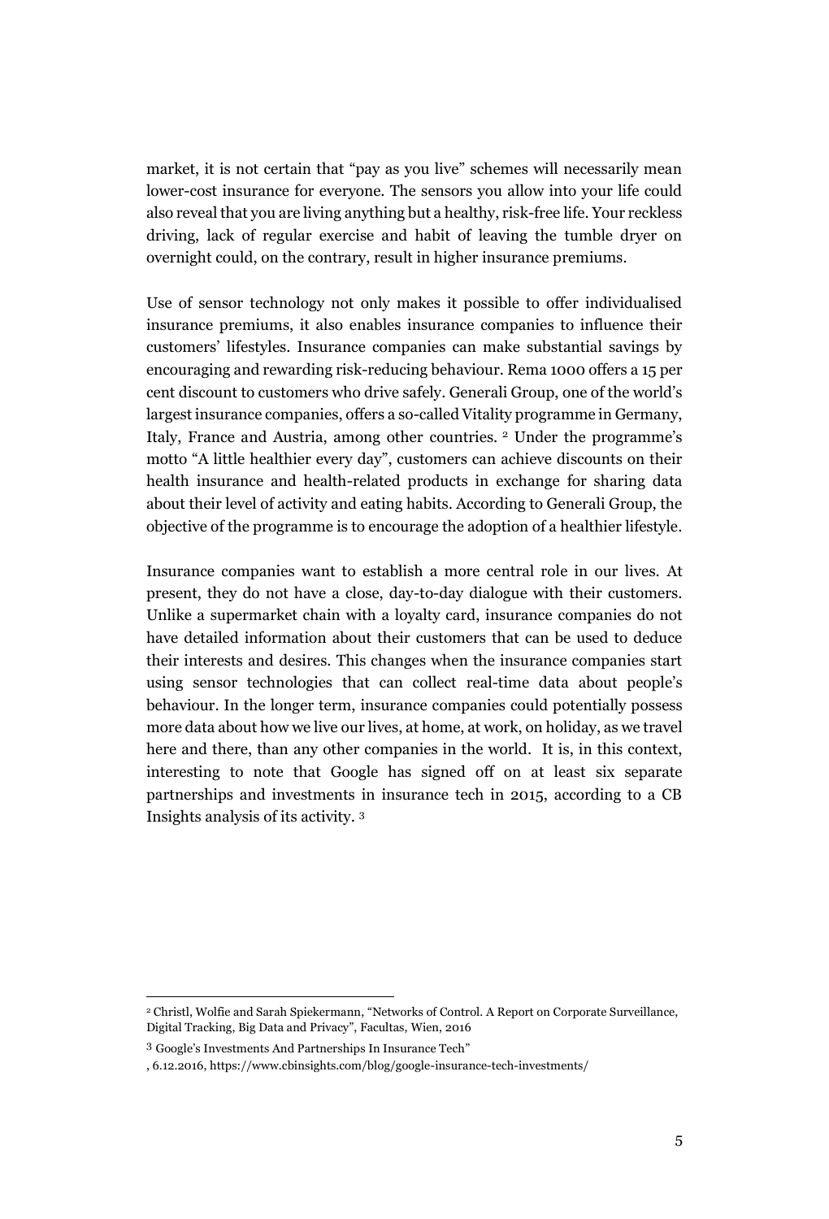market, it is not certain that "pay as you live" schemes will necessarily mean lower-cost insurance for everyone. The sensors you allow into your life could also reveal that you are living anything but a healthy, risk-free life. Your reckless driving, lack of regular exercise and habit of leaving the tumble dryer on overnight could, on the contrary, result in higher insurance premiums.

Use of sensor technology not only makes it possible to offer individualised insurance premiums, it also enables insurance companies to influence their customers' lifestyles. Insurance companies can make substantial savings by encouraging and rewarding risk-reducing behaviour. Rema 1000 offers a 15 per cent discount to customers who drive safely. Generali Group, one of the world's largest insurance companies, offers a so-called Vitality programme in Germany, Italy, France and Austria, among other countries. [2] Under the programme's motto "A little healthier every day", customers can achieve discounts on their health insurance and health-related products in exchange for sharing data about their level of activity and eating habits. According to Generali Group, the objective of the programme is to encourage the adoption of a healthier lifestyle.

Insurance companies want to establish a more central role in our lives. At present, they do not have a close, day-to-day dialogue with their customers. Unlike a supermarket chain with a loyalty card, insurance companies do not have detailed information about their customers that can be used to deduce their interests and desires. This changes when the insurance companies start using sensor technologies that can collect real-time data about people's behaviour. In the longer term, insurance companies could potentially possess more data about how we live our lives, at home, at work, on holiday, as we travel here and there, than any other companies in the world. It is, in this context, interesting to note that Google has signed off on at least six separate partnerships and investments in insurance tech in 2015, according to a CB Insights analysis of its activity. [3]

---

[2] Christl, Wolfie and Sarah Spiekermann, "Networks of Control. A Report on Corporate Surveillance, Digital Tracking, Big Data and Privacy", Facultas, Wien, 2016

[3] Google's Investments And Partnerships In Insurance Tech"
, 6.12.2016, https://www.cbinsights.com/blog/google-insurance-tech-investments/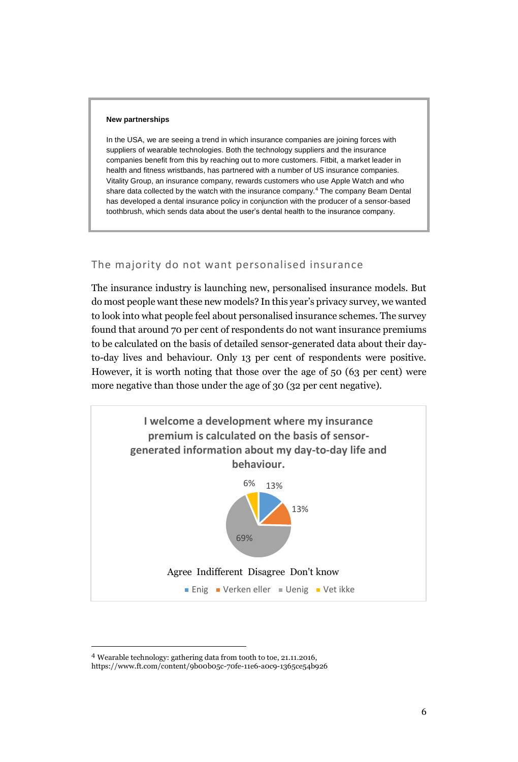> **New partnerships**
>
> In the USA, we are seeing a trend in which insurance companies are joining forces with suppliers of wearable technologies. Both the technology suppliers and the insurance companies benefit from this by reaching out to more customers. Fitbit, a market leader in health and fitness wristbands, has partnered with a number of US insurance companies. Vitality Group, an insurance company, rewards customers who use Apple Watch and who share data collected by the watch with the insurance company.[4] The company Beam Dental has developed a dental insurance policy in conjunction with the producer of a sensor-based toothbrush, which sends data about the user's dental health to the insurance company.

## The majority do not want personalised insurance

The insurance industry is launching new, personalised insurance models. But do most people want these new models? In this year's privacy survey, we wanted to look into what people feel about personalised insurance schemes. The survey found that around 70 per cent of respondents do not want insurance premiums to be calculated on the basis of detailed sensor-generated data about their day-to-day lives and behaviour. Only 13 per cent of respondents were positive. However, it is worth noting that those over the age of 50 (63 per cent) were more negative than those under the age of 30 (32 per cent negative).

**I welcome a development where my insurance premium is calculated on the basis of sensor-generated information about my day-to-day life and behaviour.**

| Agree (Enig) | Indifferent (Verken eller) | Disagree (Uenig) | Don't know (Vet ikke) |
| --- | --- | --- | --- |
| 13% | 13% | 69% | 6% |

[4] Wearable technology: gathering data from tooth to toe, 21.11.2016, https://www.ft.com/content/9b00b05c-70fe-11e6-a0c9-1365ce54b926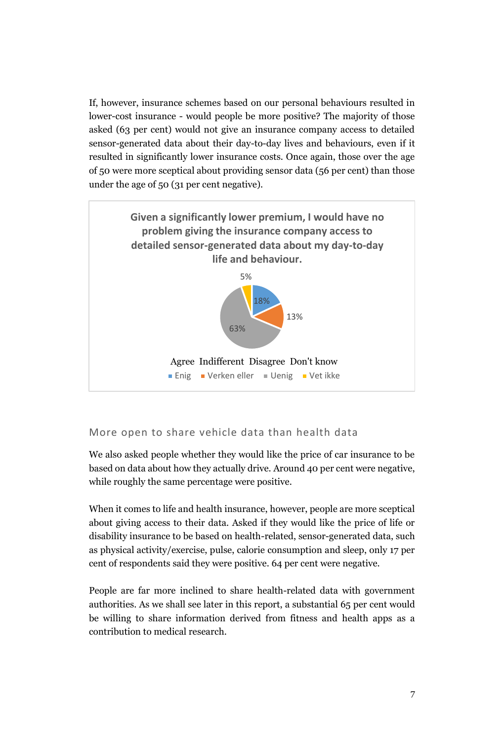If, however, insurance schemes based on our personal behaviours resulted in lower-cost insurance - would people be more positive? The majority of those asked (63 per cent) would not give an insurance company access to detailed sensor-generated data about their day-to-day lives and behaviours, even if it resulted in significantly lower insurance costs. Once again, those over the age of 50 were more sceptical about providing sensor data (56 per cent) than those under the age of 50 (31 per cent negative).

**Given a significantly lower premium, I would have no problem giving the insurance company access to detailed sensor-generated data about my day-to-day life and behaviour.**

| Agree (Enig) | Indifferent (Verken eller) | Disagree (Uenig) | Don't know (Vet ikke) |
|---|---|---|---|
| 18% | 13% | 63% | 5% |

## More open to share vehicle data than health data

We also asked people whether they would like the price of car insurance to be based on data about how they actually drive. Around 40 per cent were negative, while roughly the same percentage were positive.

When it comes to life and health insurance, however, people are more sceptical about giving access to their data. Asked if they would like the price of life or disability insurance to be based on health-related, sensor-generated data, such as physical activity/exercise, pulse, calorie consumption and sleep, only 17 per cent of respondents said they were positive. 64 per cent were negative.

People are far more inclined to share health-related data with government authorities. As we shall see later in this report, a substantial 65 per cent would be willing to share information derived from fitness and health apps as a contribution to medical research.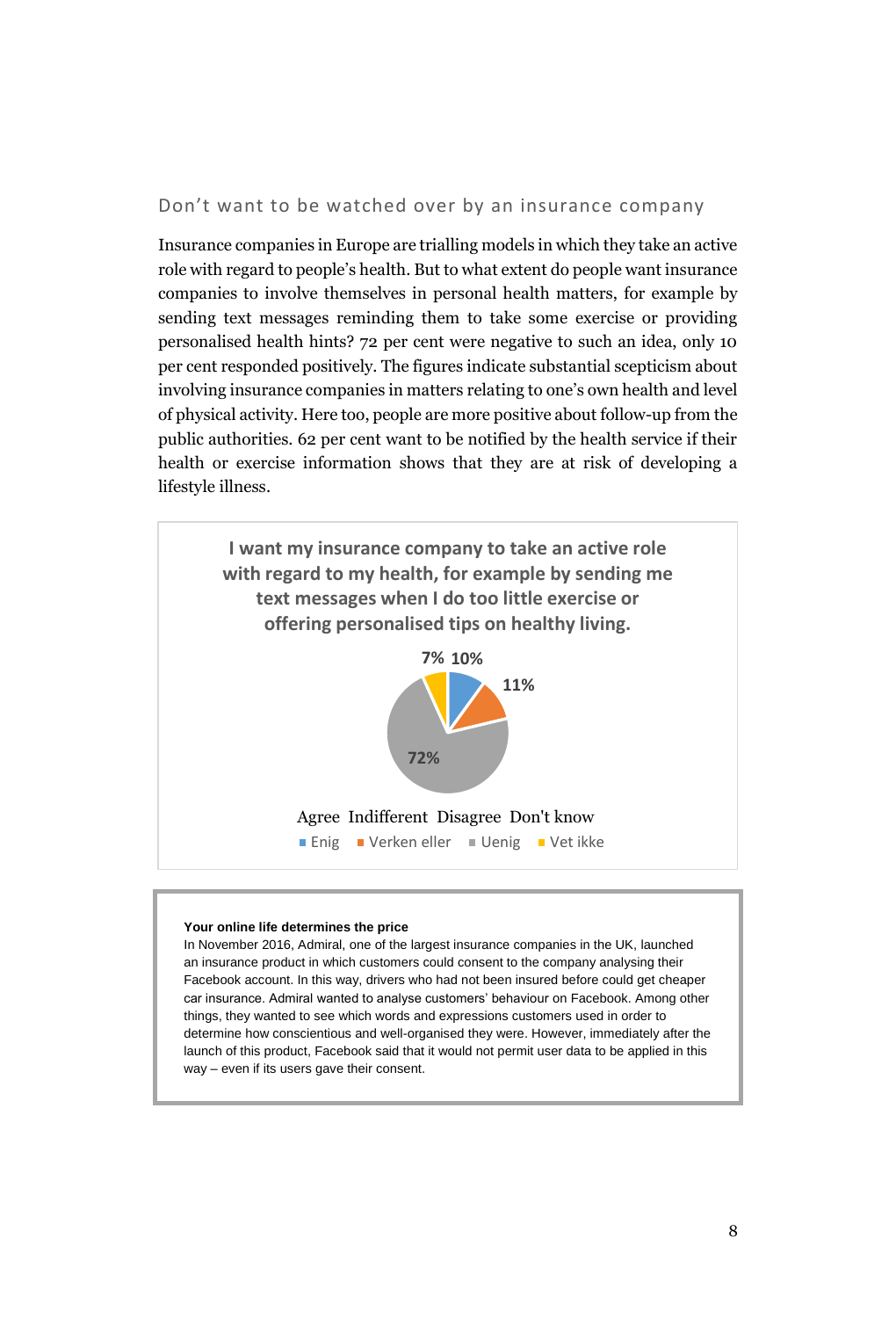## Don't want to be watched over by an insurance company

Insurance companies in Europe are trialling models in which they take an active role with regard to people's health. But to what extent do people want insurance companies to involve themselves in personal health matters, for example by sending text messages reminding them to take some exercise or providing personalised health hints? 72 per cent were negative to such an idea, only 10 per cent responded positively. The figures indicate substantial scepticism about involving insurance companies in matters relating to one's own health and level of physical activity. Here too, people are more positive about follow-up from the public authorities. 62 per cent want to be notified by the health service if their health or exercise information shows that they are at risk of developing a lifestyle illness.

**I want my insurance company to take an active role with regard to my health, for example by sending me text messages when I do too little exercise or offering personalised tips on healthy living.**

7% 10% 11% 72%

Agree Indifferent Disagree Don't know

Enig Verken eller Uenig Vet ikke

**Your online life determines the price**

In November 2016, Admiral, one of the largest insurance companies in the UK, launched an insurance product in which customers could consent to the company analysing their Facebook account. In this way, drivers who had not been insured before could get cheaper car insurance. Admiral wanted to analyse customers' behaviour on Facebook. Among other things, they wanted to see which words and expressions customers used in order to determine how conscientious and well-organised they were. However, immediately after the launch of this product, Facebook said that it would not permit user data to be applied in this way – even if its users gave their consent.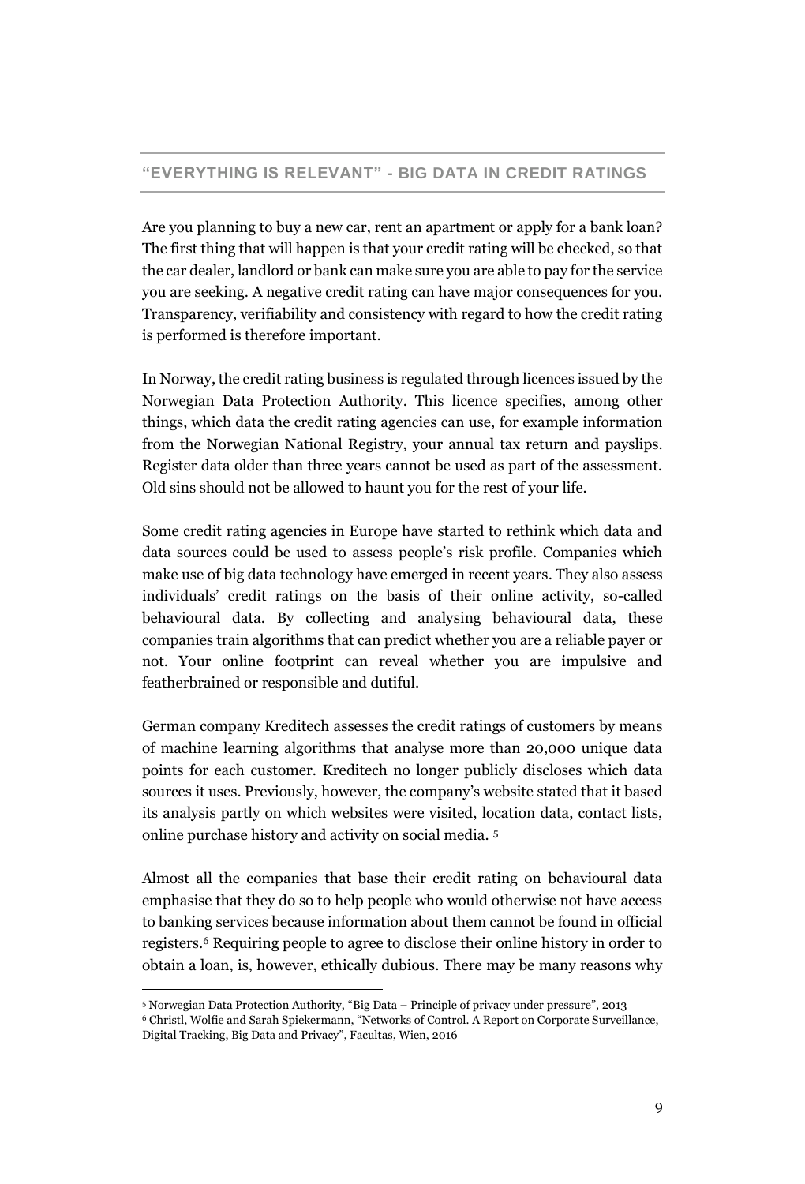## "EVERYTHING IS RELEVANT" - BIG DATA IN CREDIT RATINGS

Are you planning to buy a new car, rent an apartment or apply for a bank loan? The first thing that will happen is that your credit rating will be checked, so that the car dealer, landlord or bank can make sure you are able to pay for the service you are seeking. A negative credit rating can have major consequences for you. Transparency, verifiability and consistency with regard to how the credit rating is performed is therefore important.

In Norway, the credit rating business is regulated through licences issued by the Norwegian Data Protection Authority. This licence specifies, among other things, which data the credit rating agencies can use, for example information from the Norwegian National Registry, your annual tax return and payslips. Register data older than three years cannot be used as part of the assessment. Old sins should not be allowed to haunt you for the rest of your life.

Some credit rating agencies in Europe have started to rethink which data and data sources could be used to assess people's risk profile. Companies which make use of big data technology have emerged in recent years. They also assess individuals' credit ratings on the basis of their online activity, so-called behavioural data. By collecting and analysing behavioural data, these companies train algorithms that can predict whether you are a reliable payer or not. Your online footprint can reveal whether you are impulsive and featherbrained or responsible and dutiful.

German company Kreditech assesses the credit ratings of customers by means of machine learning algorithms that analyse more than 20,000 unique data points for each customer. Kreditech no longer publicly discloses which data sources it uses. Previously, however, the company's website stated that it based its analysis partly on which websites were visited, location data, contact lists, online purchase history and activity on social media. [5]

Almost all the companies that base their credit rating on behavioural data emphasise that they do so to help people who would otherwise not have access to banking services because information about them cannot be found in official registers.[6] Requiring people to agree to disclose their online history in order to obtain a loan, is, however, ethically dubious. There may be many reasons why

---

[5] Norwegian Data Protection Authority, "Big Data – Principle of privacy under pressure", 2013

[6] Christl, Wolfie and Sarah Spiekermann, "Networks of Control. A Report on Corporate Surveillance, Digital Tracking, Big Data and Privacy", Facultas, Wien, 2016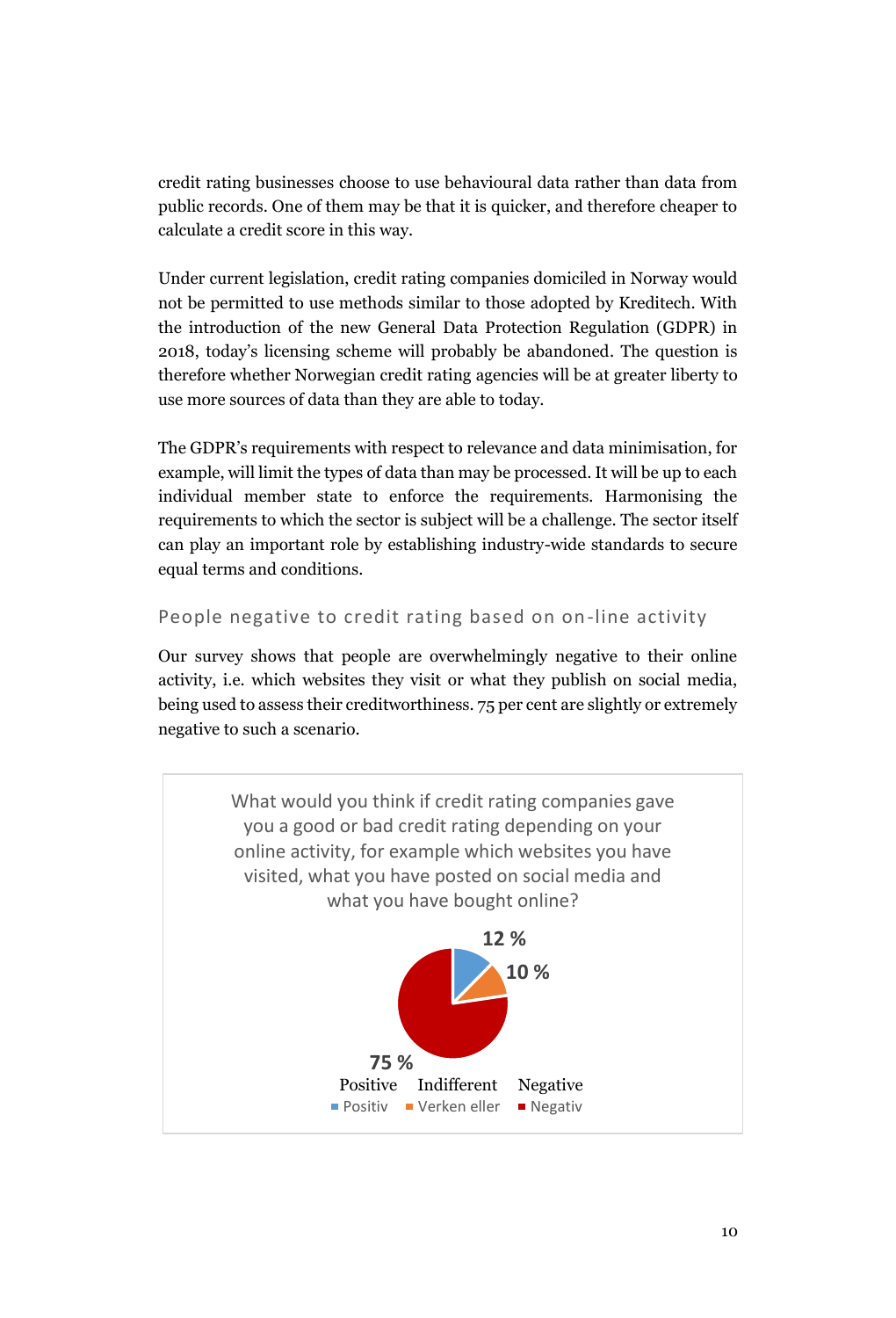credit rating businesses choose to use behavioural data rather than data from public records. One of them may be that it is quicker, and therefore cheaper to calculate a credit score in this way.

Under current legislation, credit rating companies domiciled in Norway would not be permitted to use methods similar to those adopted by Kreditech. With the introduction of the new General Data Protection Regulation (GDPR) in 2018, today's licensing scheme will probably be abandoned. The question is therefore whether Norwegian credit rating agencies will be at greater liberty to use more sources of data than they are able to today.

The GDPR's requirements with respect to relevance and data minimisation, for example, will limit the types of data than may be processed. It will be up to each individual member state to enforce the requirements. Harmonising the requirements to which the sector is subject will be a challenge. The sector itself can play an important role by establishing industry-wide standards to secure equal terms and conditions.

## People negative to credit rating based on on-line activity

Our survey shows that people are overwhelmingly negative to their online activity, i.e. which websites they visit or what they publish on social media, being used to assess their creditworthiness. 75 per cent are slightly or extremely negative to such a scenario.

What would you think if credit rating companies gave you a good or bad credit rating depending on your online activity, for example which websites you have visited, what you have posted on social media and what you have bought online?

| Response | Share |
|---|---|
| Positive (Positiv) | 12 % |
| Indifferent (Verken eller) | 10 % |
| Negative (Negativ) | 75 % |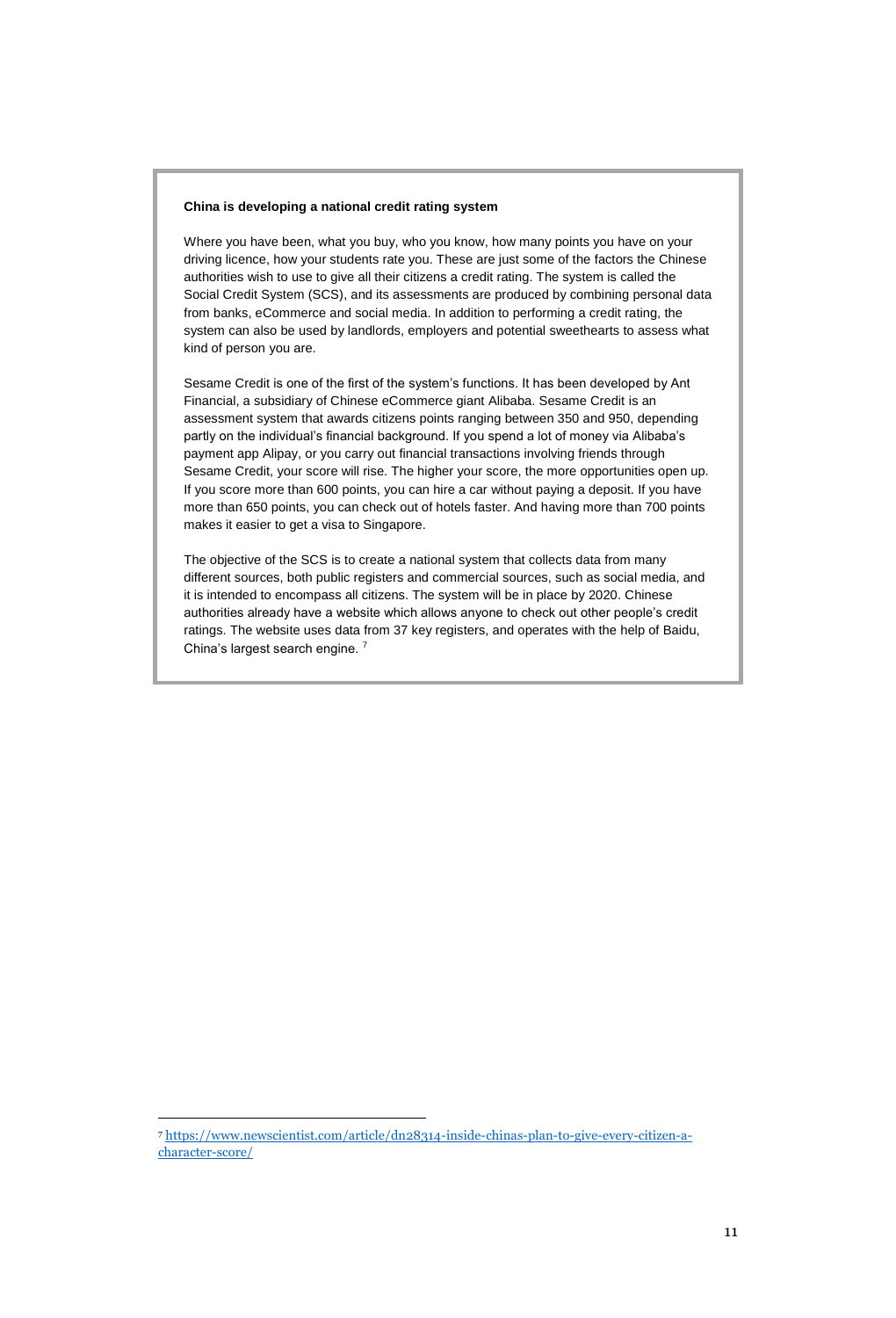**China is developing a national credit rating system**

Where you have been, what you buy, who you know, how many points you have on your driving licence, how your students rate you. These are just some of the factors the Chinese authorities wish to use to give all their citizens a credit rating. The system is called the Social Credit System (SCS), and its assessments are produced by combining personal data from banks, eCommerce and social media. In addition to performing a credit rating, the system can also be used by landlords, employers and potential sweethearts to assess what kind of person you are.

Sesame Credit is one of the first of the system's functions. It has been developed by Ant Financial, a subsidiary of Chinese eCommerce giant Alibaba. Sesame Credit is an assessment system that awards citizens points ranging between 350 and 950, depending partly on the individual's financial background. If you spend a lot of money via Alibaba's payment app Alipay, or you carry out financial transactions involving friends through Sesame Credit, your score will rise. The higher your score, the more opportunities open up. If you score more than 600 points, you can hire a car without paying a deposit. If you have more than 650 points, you can check out of hotels faster. And having more than 700 points makes it easier to get a visa to Singapore.

The objective of the SCS is to create a national system that collects data from many different sources, both public registers and commercial sources, such as social media, and it is intended to encompass all citizens. The system will be in place by 2020. Chinese authorities already have a website which allows anyone to check out other people's credit ratings. The website uses data from 37 key registers, and operates with the help of Baidu, China's largest search engine. [7]

---

[7] https://www.newscientist.com/article/dn28314-inside-chinas-plan-to-give-every-citizen-a-character-score/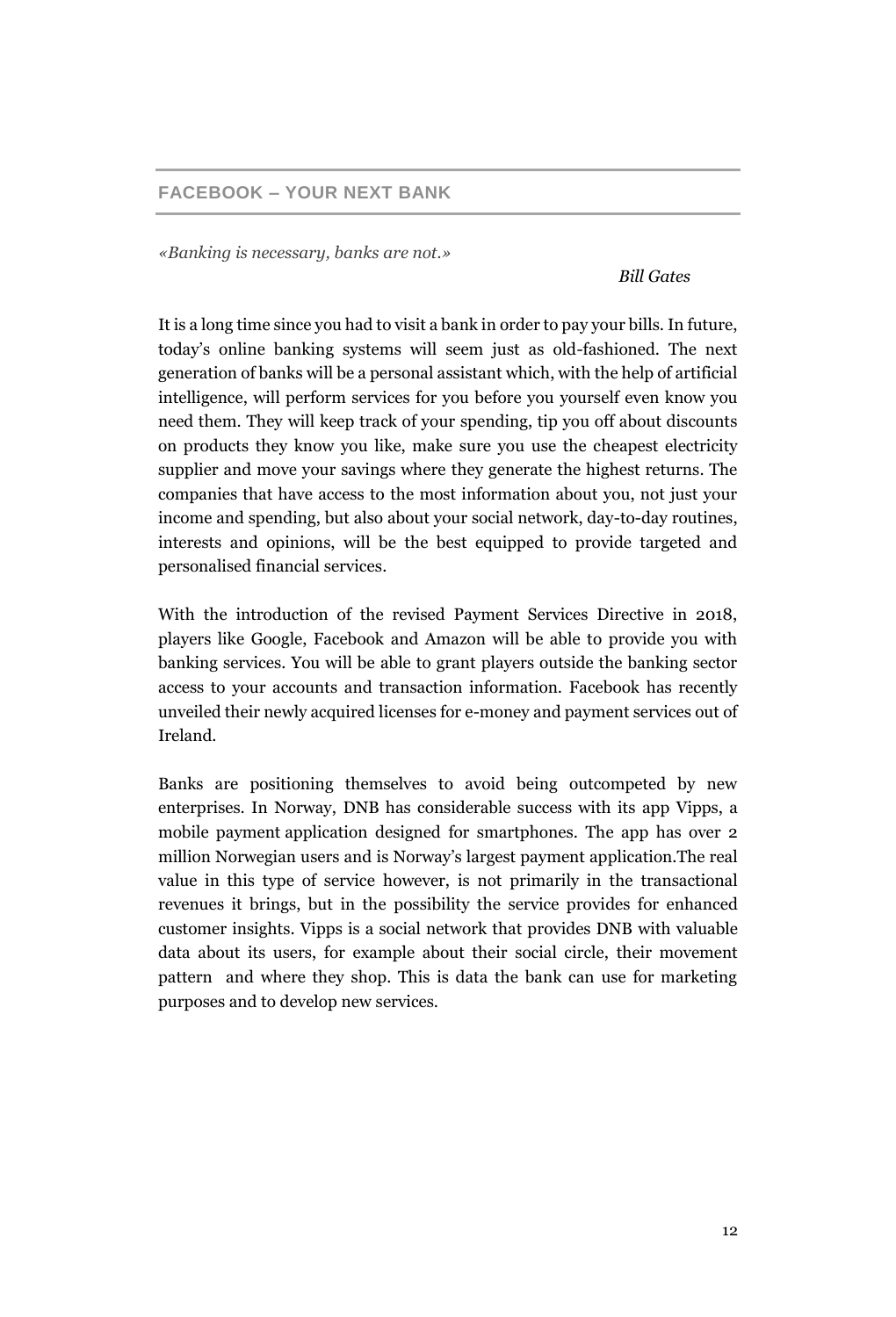## FACEBOOK – YOUR NEXT BANK

*«Banking is necessary, banks are not.»*

*Bill Gates*

It is a long time since you had to visit a bank in order to pay your bills. In future, today's online banking systems will seem just as old-fashioned. The next generation of banks will be a personal assistant which, with the help of artificial intelligence, will perform services for you before you yourself even know you need them. They will keep track of your spending, tip you off about discounts on products they know you like, make sure you use the cheapest electricity supplier and move your savings where they generate the highest returns. The companies that have access to the most information about you, not just your income and spending, but also about your social network, day-to-day routines, interests and opinions, will be the best equipped to provide targeted and personalised financial services.

With the introduction of the revised Payment Services Directive in 2018, players like Google, Facebook and Amazon will be able to provide you with banking services. You will be able to grant players outside the banking sector access to your accounts and transaction information. Facebook has recently unveiled their newly acquired licenses for e-money and payment services out of Ireland.

Banks are positioning themselves to avoid being outcompeted by new enterprises. In Norway, DNB has considerable success with its app Vipps, a mobile payment application designed for smartphones. The app has over 2 million Norwegian users and is Norway's largest payment application.The real value in this type of service however, is not primarily in the transactional revenues it brings, but in the possibility the service provides for enhanced customer insights. Vipps is a social network that provides DNB with valuable data about its users, for example about their social circle, their movement pattern and where they shop. This is data the bank can use for marketing purposes and to develop new services.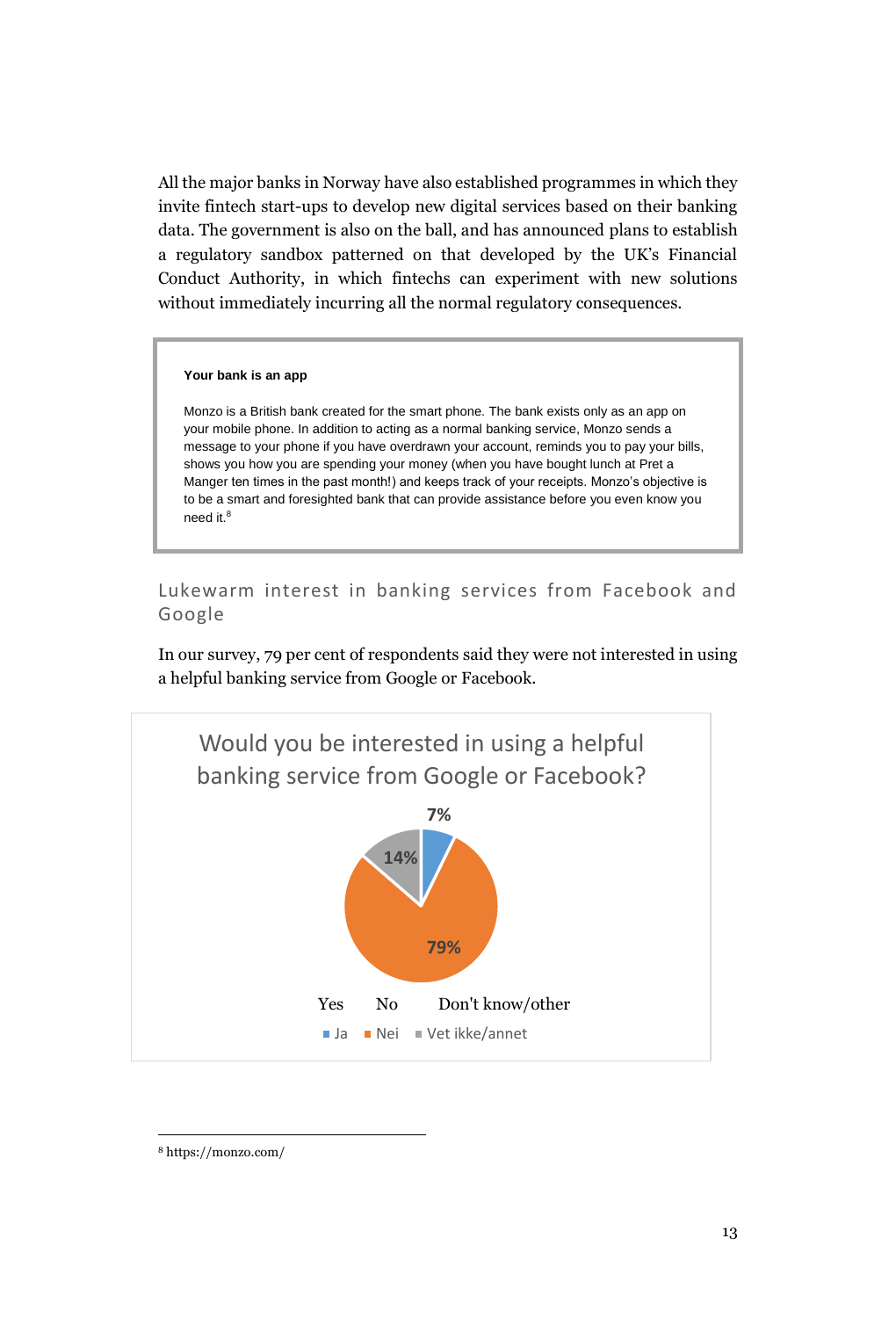All the major banks in Norway have also established programmes in which they invite fintech start-ups to develop new digital services based on their banking data. The government is also on the ball, and has announced plans to establish a regulatory sandbox patterned on that developed by the UK's Financial Conduct Authority, in which fintechs can experiment with new solutions without immediately incurring all the normal regulatory consequences.

> **Your bank is an app**
>
> Monzo is a British bank created for the smart phone. The bank exists only as an app on your mobile phone. In addition to acting as a normal banking service, Monzo sends a message to your phone if you have overdrawn your account, reminds you to pay your bills, shows you how you are spending your money (when you have bought lunch at Pret a Manger ten times in the past month!) and keeps track of your receipts. Monzo's objective is to be a smart and foresighted bank that can provide assistance before you even know you need it.[8]

## Lukewarm interest in banking services from Facebook and Google

In our survey, 79 per cent of respondents said they were not interested in using a helpful banking service from Google or Facebook.

**Would you be interested in using a helpful banking service from Google or Facebook?**

| Response | Share |
| --- | --- |
| Yes (Ja) | 7% |
| No (Nei) | 79% |
| Don't know/other (Vet ikke/annet) | 14% |

---

[8] https://monzo.com/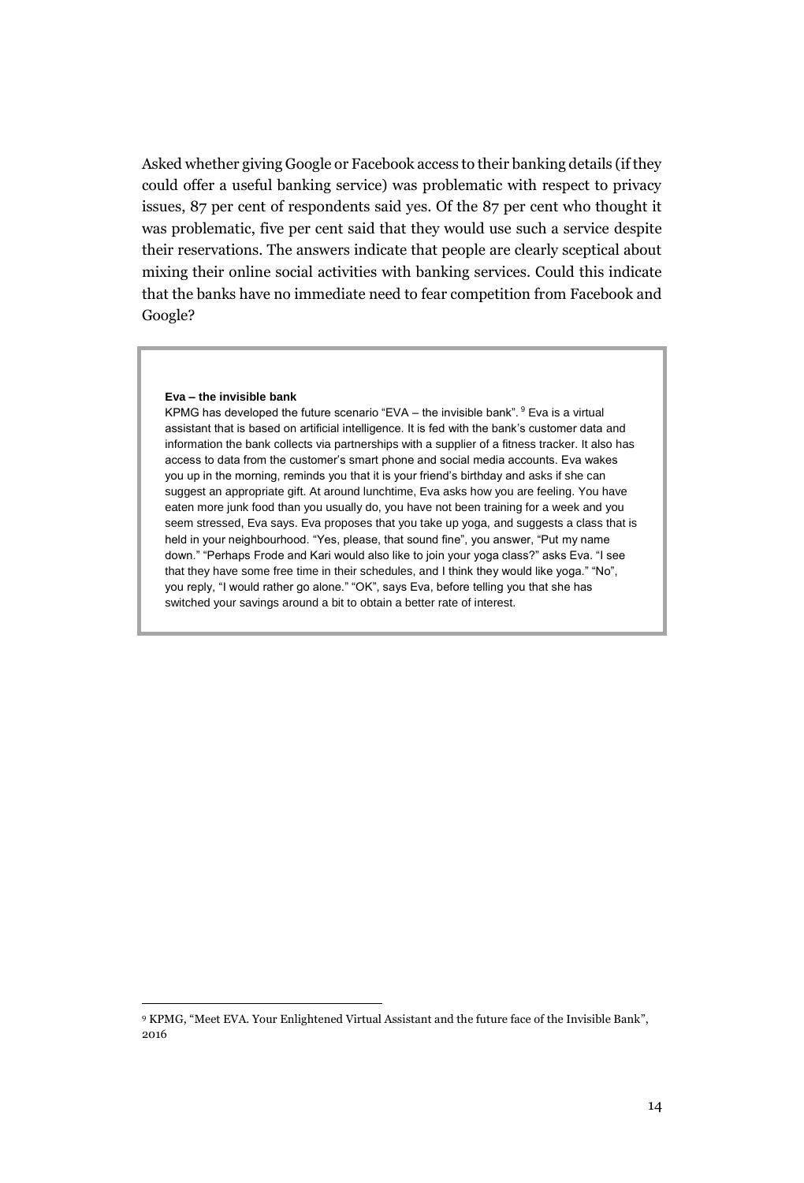Asked whether giving Google or Facebook access to their banking details (if they could offer a useful banking service) was problematic with respect to privacy issues, 87 per cent of respondents said yes. Of the 87 per cent who thought it was problematic, five per cent said that they would use such a service despite their reservations. The answers indicate that people are clearly sceptical about mixing their online social activities with banking services. Could this indicate that the banks have no immediate need to fear competition from Facebook and Google?

> **Eva – the invisible bank**
>
> KPMG has developed the future scenario "EVA – the invisible bank".[9] Eva is a virtual assistant that is based on artificial intelligence. It is fed with the bank's customer data and information the bank collects via partnerships with a supplier of a fitness tracker. It also has access to data from the customer's smart phone and social media accounts. Eva wakes you up in the morning, reminds you that it is your friend's birthday and asks if she can suggest an appropriate gift. At around lunchtime, Eva asks how you are feeling. You have eaten more junk food than you usually do, you have not been training for a week and you seem stressed, Eva says. Eva proposes that you take up yoga, and suggests a class that is held in your neighbourhood. "Yes, please, that sound fine", you answer, "Put my name down." "Perhaps Frode and Kari would also like to join your yoga class?" asks Eva. "I see that they have some free time in their schedules, and I think they would like yoga." "No", you reply, "I would rather go alone." "OK", says Eva, before telling you that she has switched your savings around a bit to obtain a better rate of interest.

[9] KPMG, "Meet EVA. Your Enlightened Virtual Assistant and the future face of the Invisible Bank", 2016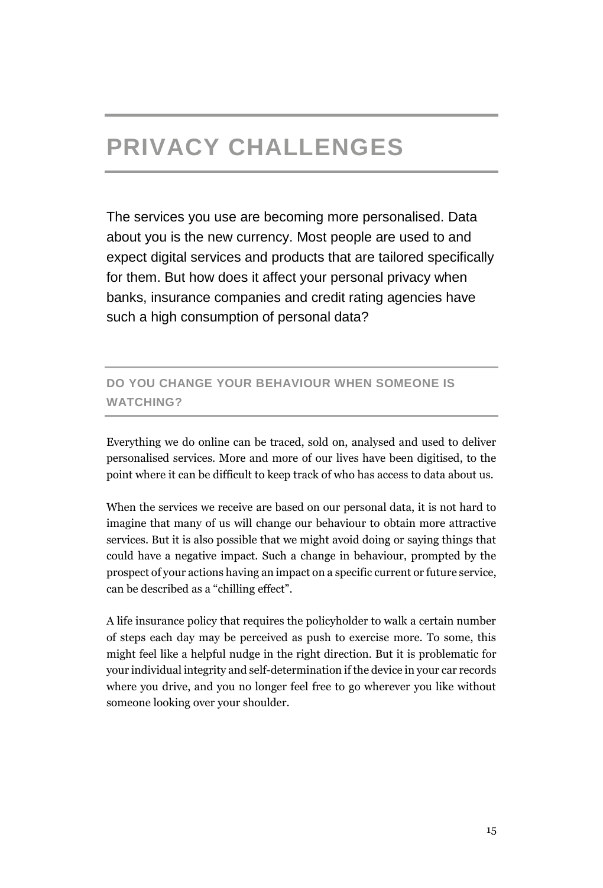# PRIVACY CHALLENGES

The services you use are becoming more personalised. Data about you is the new currency. Most people are used to and expect digital services and products that are tailored specifically for them. But how does it affect your personal privacy when banks, insurance companies and credit rating agencies have such a high consumption of personal data?

## DO YOU CHANGE YOUR BEHAVIOUR WHEN SOMEONE IS WATCHING?

Everything we do online can be traced, sold on, analysed and used to deliver personalised services. More and more of our lives have been digitised, to the point where it can be difficult to keep track of who has access to data about us.

When the services we receive are based on our personal data, it is not hard to imagine that many of us will change our behaviour to obtain more attractive services. But it is also possible that we might avoid doing or saying things that could have a negative impact. Such a change in behaviour, prompted by the prospect of your actions having an impact on a specific current or future service, can be described as a "chilling effect".

A life insurance policy that requires the policyholder to walk a certain number of steps each day may be perceived as push to exercise more. To some, this might feel like a helpful nudge in the right direction. But it is problematic for your individual integrity and self-determination if the device in your car records where you drive, and you no longer feel free to go wherever you like without someone looking over your shoulder.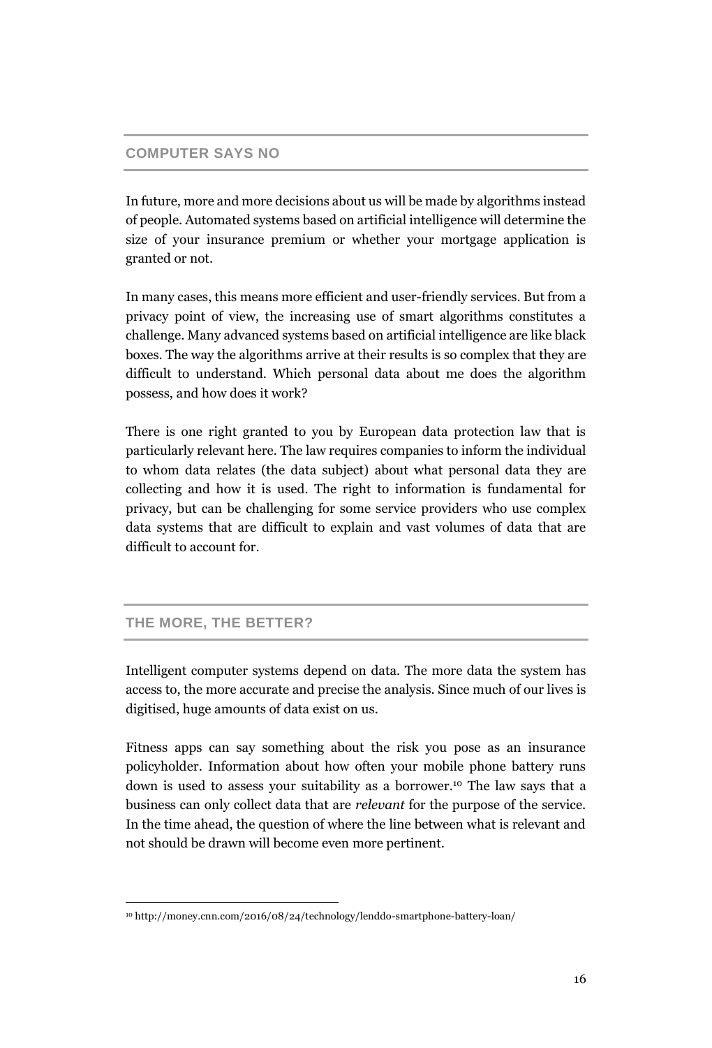## COMPUTER SAYS NO

In future, more and more decisions about us will be made by algorithms instead of people. Automated systems based on artificial intelligence will determine the size of your insurance premium or whether your mortgage application is granted or not.

In many cases, this means more efficient and user-friendly services. But from a privacy point of view, the increasing use of smart algorithms constitutes a challenge. Many advanced systems based on artificial intelligence are like black boxes. The way the algorithms arrive at their results is so complex that they are difficult to understand. Which personal data about me does the algorithm possess, and how does it work?

There is one right granted to you by European data protection law that is particularly relevant here. The law requires companies to inform the individual to whom data relates (the data subject) about what personal data they are collecting and how it is used. The right to information is fundamental for privacy, but can be challenging for some service providers who use complex data systems that are difficult to explain and vast volumes of data that are difficult to account for.

## THE MORE, THE BETTER?

Intelligent computer systems depend on data. The more data the system has access to, the more accurate and precise the analysis. Since much of our lives is digitised, huge amounts of data exist on us.

Fitness apps can say something about the risk you pose as an insurance policyholder. Information about how often your mobile phone battery runs down is used to assess your suitability as a borrower.[10] The law says that a business can only collect data that are *relevant* for the purpose of the service. In the time ahead, the question of where the line between what is relevant and not should be drawn will become even more pertinent.

---

[10] http://money.cnn.com/2016/08/24/technology/lenddo-smartphone-battery-loan/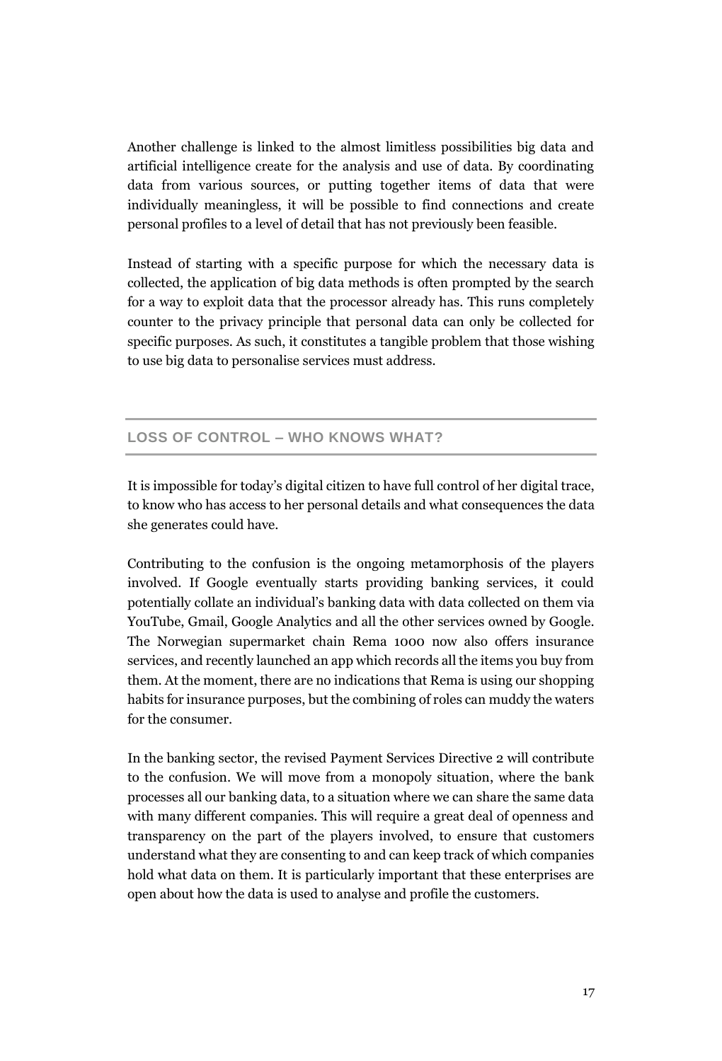Another challenge is linked to the almost limitless possibilities big data and artificial intelligence create for the analysis and use of data. By coordinating data from various sources, or putting together items of data that were individually meaningless, it will be possible to find connections and create personal profiles to a level of detail that has not previously been feasible.

Instead of starting with a specific purpose for which the necessary data is collected, the application of big data methods is often prompted by the search for a way to exploit data that the processor already has. This runs completely counter to the privacy principle that personal data can only be collected for specific purposes. As such, it constitutes a tangible problem that those wishing to use big data to personalise services must address.

## LOSS OF CONTROL – WHO KNOWS WHAT?

It is impossible for today's digital citizen to have full control of her digital trace, to know who has access to her personal details and what consequences the data she generates could have.

Contributing to the confusion is the ongoing metamorphosis of the players involved. If Google eventually starts providing banking services, it could potentially collate an individual's banking data with data collected on them via YouTube, Gmail, Google Analytics and all the other services owned by Google. The Norwegian supermarket chain Rema 1000 now also offers insurance services, and recently launched an app which records all the items you buy from them. At the moment, there are no indications that Rema is using our shopping habits for insurance purposes, but the combining of roles can muddy the waters for the consumer.

In the banking sector, the revised Payment Services Directive 2 will contribute to the confusion. We will move from a monopoly situation, where the bank processes all our banking data, to a situation where we can share the same data with many different companies. This will require a great deal of openness and transparency on the part of the players involved, to ensure that customers understand what they are consenting to and can keep track of which companies hold what data on them. It is particularly important that these enterprises are open about how the data is used to analyse and profile the customers.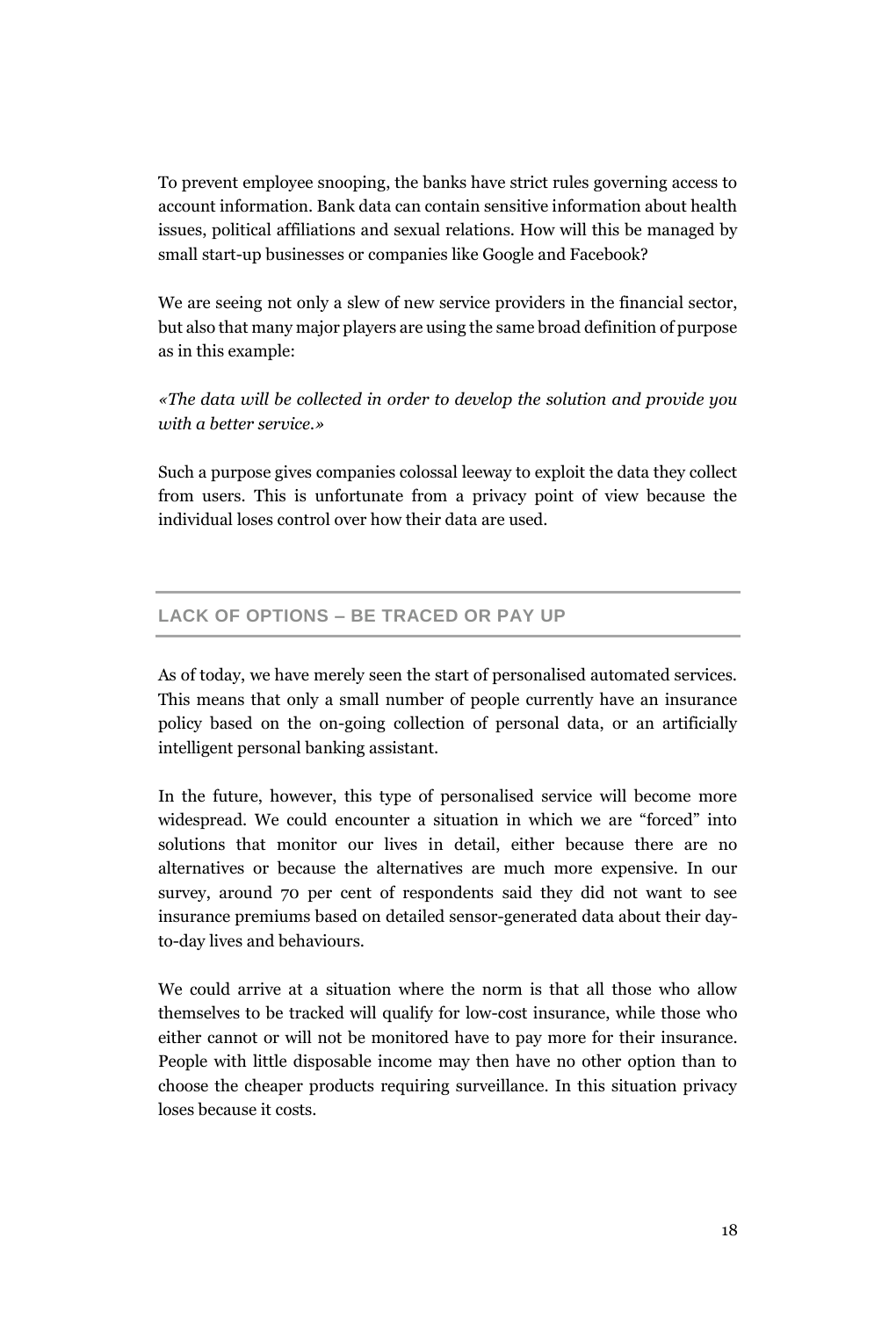To prevent employee snooping, the banks have strict rules governing access to account information. Bank data can contain sensitive information about health issues, political affiliations and sexual relations. How will this be managed by small start-up businesses or companies like Google and Facebook?

We are seeing not only a slew of new service providers in the financial sector, but also that many major players are using the same broad definition of purpose as in this example:

*«The data will be collected in order to develop the solution and provide you with a better service.»*

Such a purpose gives companies colossal leeway to exploit the data they collect from users. This is unfortunate from a privacy point of view because the individual loses control over how their data are used.

## LACK OF OPTIONS – BE TRACED OR PAY UP

As of today, we have merely seen the start of personalised automated services. This means that only a small number of people currently have an insurance policy based on the on-going collection of personal data, or an artificially intelligent personal banking assistant.

In the future, however, this type of personalised service will become more widespread. We could encounter a situation in which we are "forced" into solutions that monitor our lives in detail, either because there are no alternatives or because the alternatives are much more expensive. In our survey, around 70 per cent of respondents said they did not want to see insurance premiums based on detailed sensor-generated data about their day-to-day lives and behaviours.

We could arrive at a situation where the norm is that all those who allow themselves to be tracked will qualify for low-cost insurance, while those who either cannot or will not be monitored have to pay more for their insurance. People with little disposable income may then have no other option than to choose the cheaper products requiring surveillance. In this situation privacy loses because it costs.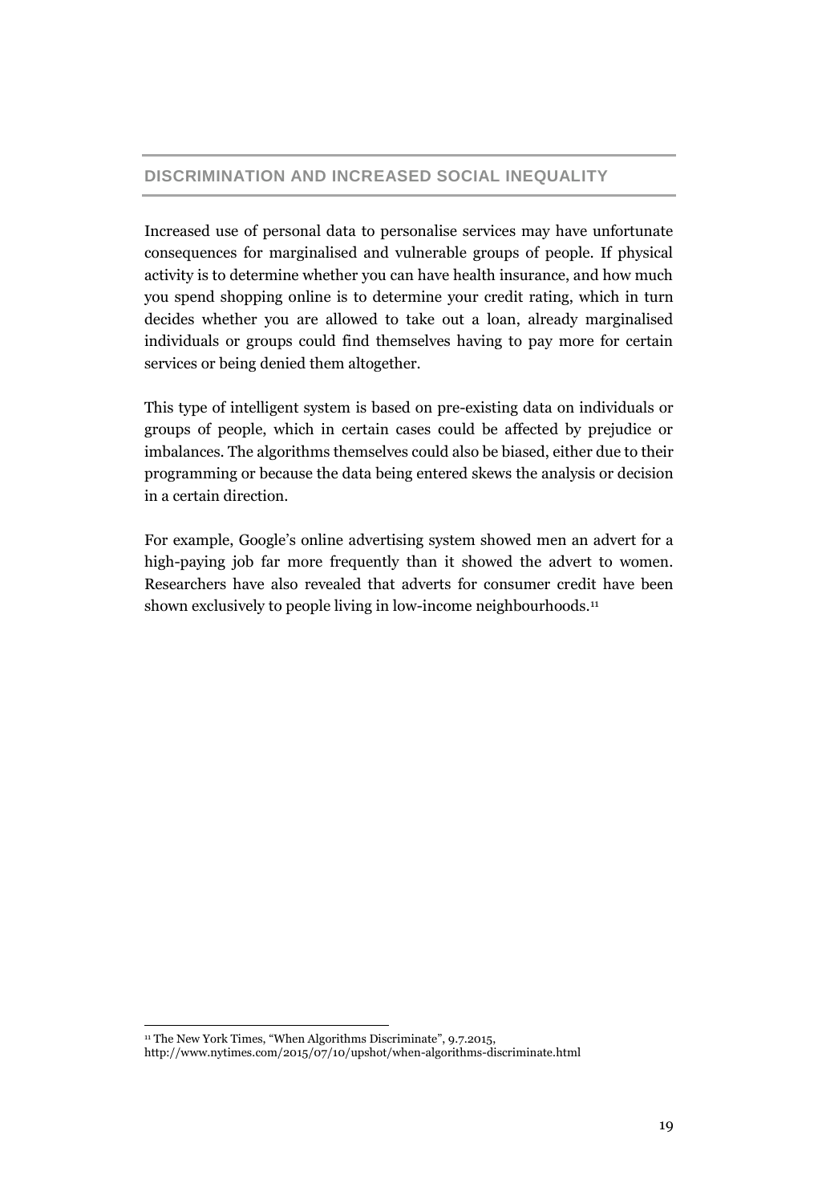## DISCRIMINATION AND INCREASED SOCIAL INEQUALITY

Increased use of personal data to personalise services may have unfortunate consequences for marginalised and vulnerable groups of people. If physical activity is to determine whether you can have health insurance, and how much you spend shopping online is to determine your credit rating, which in turn decides whether you are allowed to take out a loan, already marginalised individuals or groups could find themselves having to pay more for certain services or being denied them altogether.

This type of intelligent system is based on pre-existing data on individuals or groups of people, which in certain cases could be affected by prejudice or imbalances. The algorithms themselves could also be biased, either due to their programming or because the data being entered skews the analysis or decision in a certain direction.

For example, Google's online advertising system showed men an advert for a high-paying job far more frequently than it showed the advert to women. Researchers have also revealed that adverts for consumer credit have been shown exclusively to people living in low-income neighbourhoods.[11]

[11] The New York Times, "When Algorithms Discriminate", 9.7.2015, http://www.nytimes.com/2015/07/10/upshot/when-algorithms-discriminate.html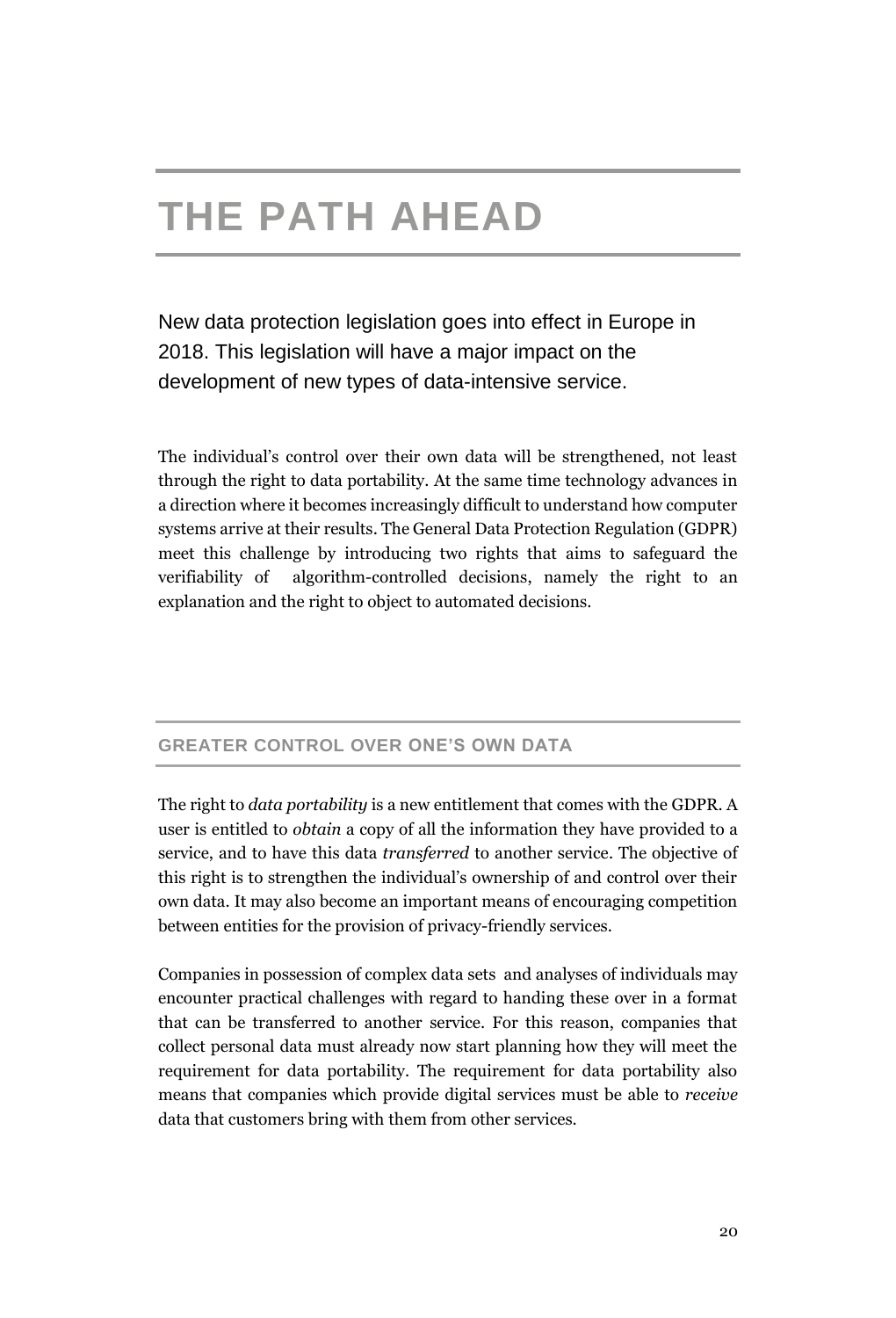# THE PATH AHEAD

New data protection legislation goes into effect in Europe in 2018. This legislation will have a major impact on the development of new types of data-intensive service.

The individual's control over their own data will be strengthened, not least through the right to data portability. At the same time technology advances in a direction where it becomes increasingly difficult to understand how computer systems arrive at their results. The General Data Protection Regulation (GDPR) meet this challenge by introducing two rights that aims to safeguard the verifiability of algorithm-controlled decisions, namely the right to an explanation and the right to object to automated decisions.

## GREATER CONTROL OVER ONE'S OWN DATA

The right to *data portability* is a new entitlement that comes with the GDPR. A user is entitled to *obtain* a copy of all the information they have provided to a service, and to have this data *transferred* to another service. The objective of this right is to strengthen the individual's ownership of and control over their own data. It may also become an important means of encouraging competition between entities for the provision of privacy-friendly services.

Companies in possession of complex data sets and analyses of individuals may encounter practical challenges with regard to handing these over in a format that can be transferred to another service. For this reason, companies that collect personal data must already now start planning how they will meet the requirement for data portability. The requirement for data portability also means that companies which provide digital services must be able to *receive* data that customers bring with them from other services.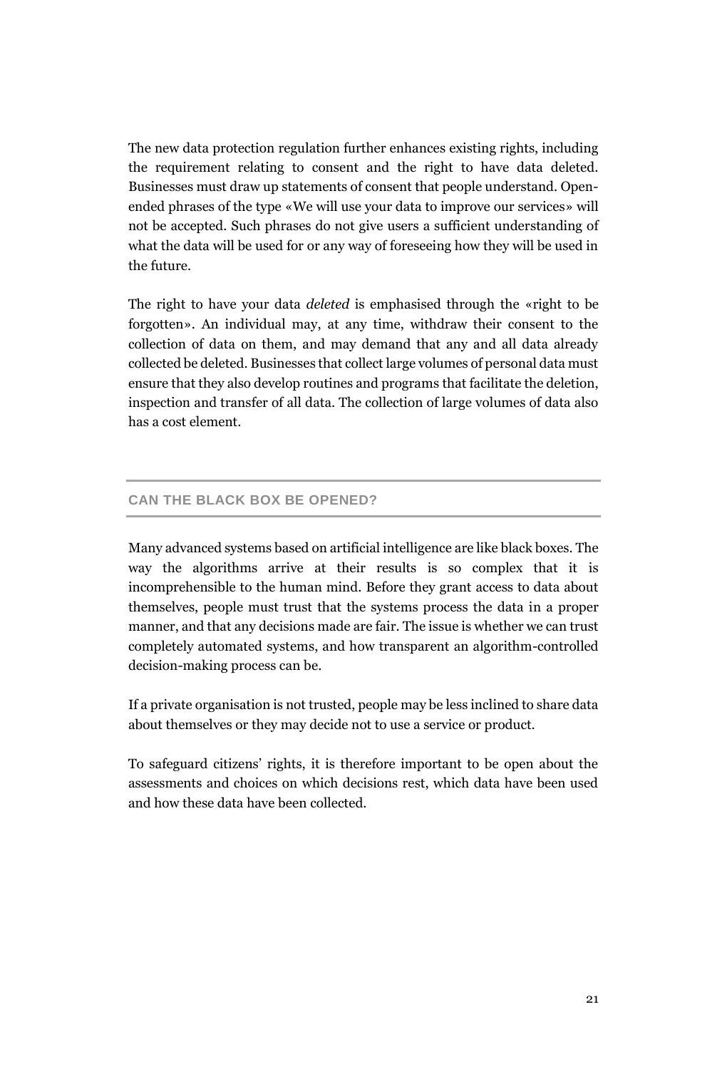The new data protection regulation further enhances existing rights, including the requirement relating to consent and the right to have data deleted. Businesses must draw up statements of consent that people understand. Open-ended phrases of the type «We will use your data to improve our services» will not be accepted. Such phrases do not give users a sufficient understanding of what the data will be used for or any way of foreseeing how they will be used in the future.

The right to have your data *deleted* is emphasised through the «right to be forgotten». An individual may, at any time, withdraw their consent to the collection of data on them, and may demand that any and all data already collected be deleted. Businesses that collect large volumes of personal data must ensure that they also develop routines and programs that facilitate the deletion, inspection and transfer of all data. The collection of large volumes of data also has a cost element.

## CAN THE BLACK BOX BE OPENED?

Many advanced systems based on artificial intelligence are like black boxes. The way the algorithms arrive at their results is so complex that it is incomprehensible to the human mind. Before they grant access to data about themselves, people must trust that the systems process the data in a proper manner, and that any decisions made are fair. The issue is whether we can trust completely automated systems, and how transparent an algorithm-controlled decision-making process can be.

If a private organisation is not trusted, people may be less inclined to share data about themselves or they may decide not to use a service or product.

To safeguard citizens' rights, it is therefore important to be open about the assessments and choices on which decisions rest, which data have been used and how these data have been collected.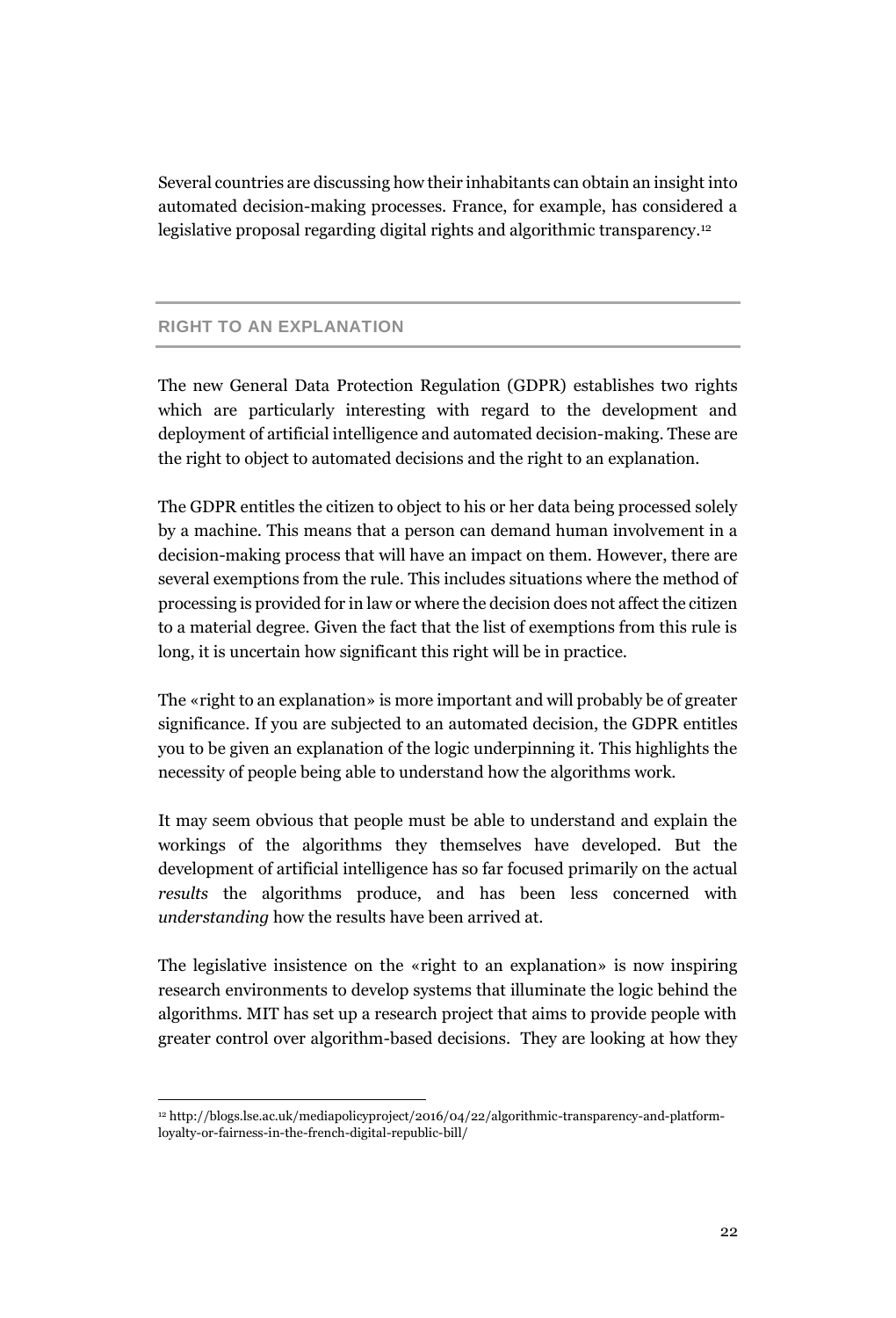Several countries are discussing how their inhabitants can obtain an insight into automated decision-making processes. France, for example, has considered a legislative proposal regarding digital rights and algorithmic transparency.[12]

## RIGHT TO AN EXPLANATION

The new General Data Protection Regulation (GDPR) establishes two rights which are particularly interesting with regard to the development and deployment of artificial intelligence and automated decision-making. These are the right to object to automated decisions and the right to an explanation.

The GDPR entitles the citizen to object to his or her data being processed solely by a machine. This means that a person can demand human involvement in a decision-making process that will have an impact on them. However, there are several exemptions from the rule. This includes situations where the method of processing is provided for in law or where the decision does not affect the citizen to a material degree. Given the fact that the list of exemptions from this rule is long, it is uncertain how significant this right will be in practice.

The «right to an explanation» is more important and will probably be of greater significance. If you are subjected to an automated decision, the GDPR entitles you to be given an explanation of the logic underpinning it. This highlights the necessity of people being able to understand how the algorithms work.

It may seem obvious that people must be able to understand and explain the workings of the algorithms they themselves have developed. But the development of artificial intelligence has so far focused primarily on the actual *results* the algorithms produce, and has been less concerned with *understanding* how the results have been arrived at.

The legislative insistence on the «right to an explanation» is now inspiring research environments to develop systems that illuminate the logic behind the algorithms. MIT has set up a research project that aims to provide people with greater control over algorithm-based decisions. They are looking at how they

[12] http://blogs.lse.ac.uk/mediapolicyproject/2016/04/22/algorithmic-transparency-and-platform-loyalty-or-fairness-in-the-french-digital-republic-bill/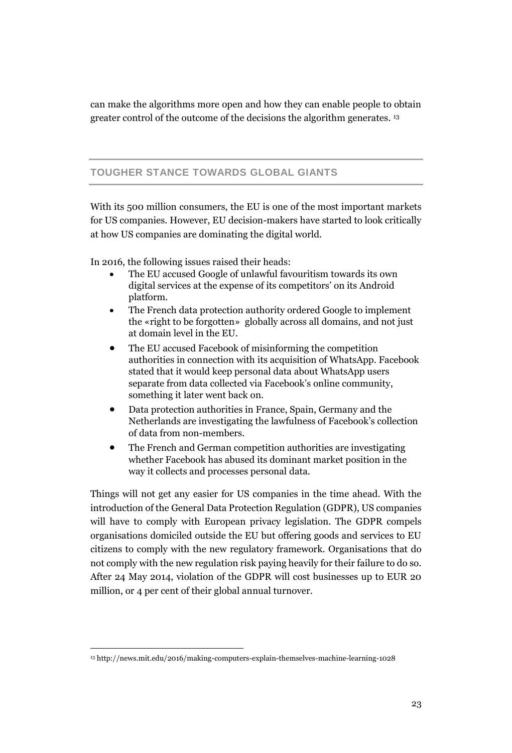can make the algorithms more open and how they can enable people to obtain greater control of the outcome of the decisions the algorithm generates. [13]

## TOUGHER STANCE TOWARDS GLOBAL GIANTS

With its 500 million consumers, the EU is one of the most important markets for US companies. However, EU decision-makers have started to look critically at how US companies are dominating the digital world.

In 2016, the following issues raised their heads:

- The EU accused Google of unlawful favouritism towards its own digital services at the expense of its competitors' on its Android platform.
- The French data protection authority ordered Google to implement the «right to be forgotten» globally across all domains, and not just at domain level in the EU.
- The EU accused Facebook of misinforming the competition authorities in connection with its acquisition of WhatsApp. Facebook stated that it would keep personal data about WhatsApp users separate from data collected via Facebook's online community, something it later went back on.
- Data protection authorities in France, Spain, Germany and the Netherlands are investigating the lawfulness of Facebook's collection of data from non-members.
- The French and German competition authorities are investigating whether Facebook has abused its dominant market position in the way it collects and processes personal data.

Things will not get any easier for US companies in the time ahead. With the introduction of the General Data Protection Regulation (GDPR), US companies will have to comply with European privacy legislation. The GDPR compels organisations domiciled outside the EU but offering goods and services to EU citizens to comply with the new regulatory framework. Organisations that do not comply with the new regulation risk paying heavily for their failure to do so. After 24 May 2014, violation of the GDPR will cost businesses up to EUR 20 million, or 4 per cent of their global annual turnover.

[13] http://news.mit.edu/2016/making-computers-explain-themselves-machine-learning-1028